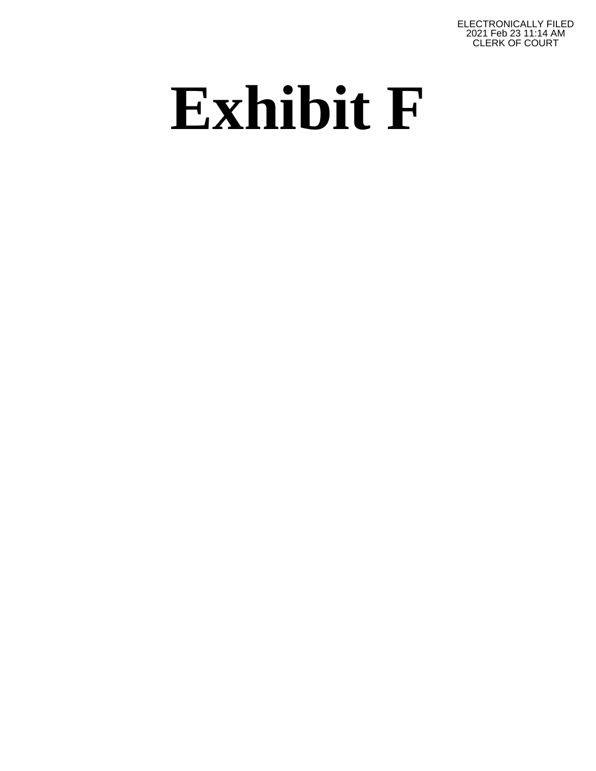ELECTRONICALLY FILED
2021 Feb 23 11:14 AM
CLERK OF COURT

# Exhibit F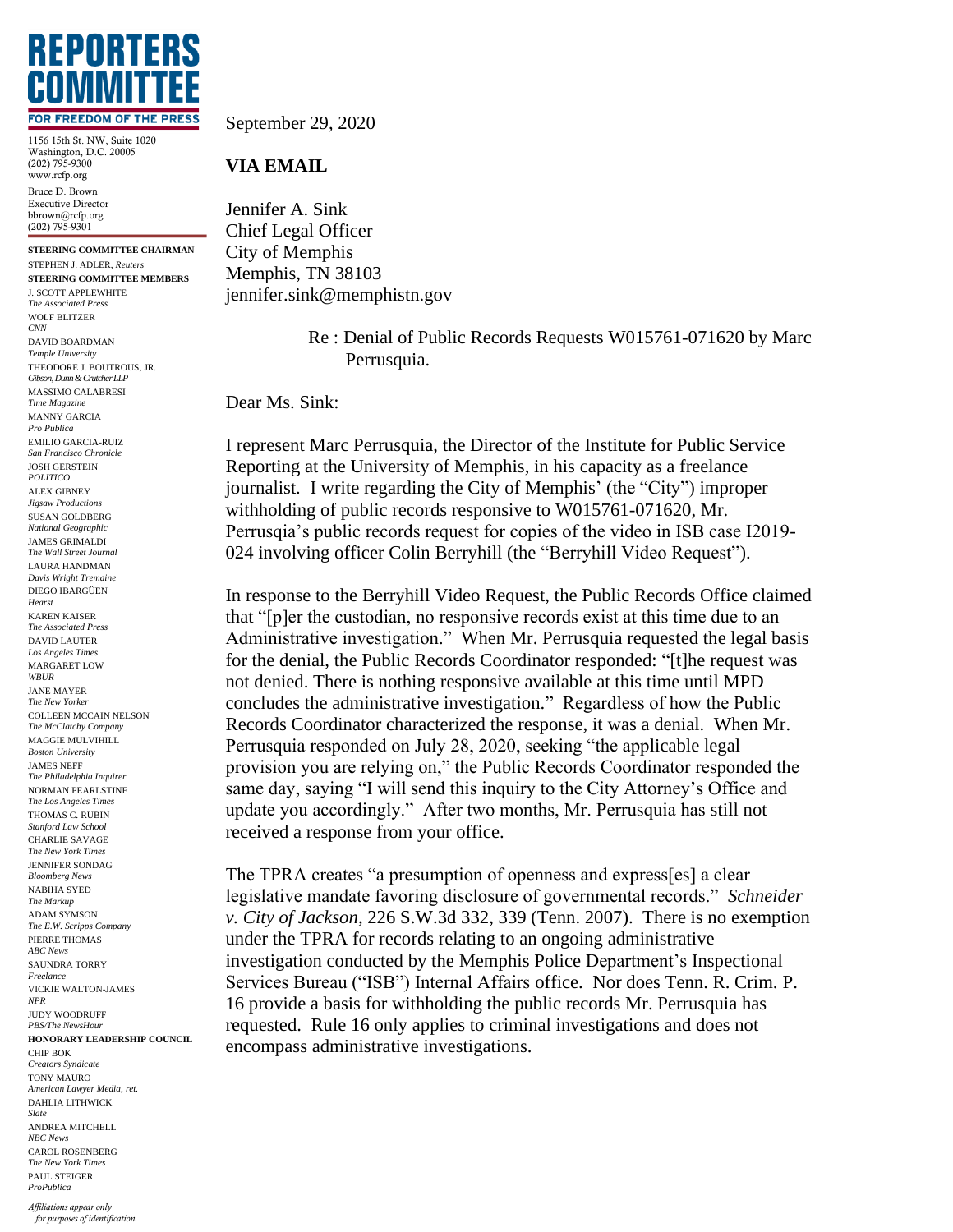# REPORTERS COMMITTEE

FOR FREEDOM OF THE PRESS

1156 15th St. NW, Suite 1020
Washington, D.C. 20005
(202) 795-9300
www.rcfp.org

Bruce D. Brown
Executive Director
bbrown@rcfp.org
(202) 795-9301

**STEERING COMMITTEE CHAIRMAN**

STEPHEN J. ADLER, *Reuters*

**STEERING COMMITTEE MEMBERS**

J. SCOTT APPLEWHITE
*The Associated Press*
WOLF BLITZER
*CNN*
DAVID BOARDMAN
*Temple University*
THEODORE J. BOUTROUS, JR.
*Gibson, Dunn & Crutcher LLP*
MASSIMO CALABRESI
*Time Magazine*
MANNY GARCIA
*Pro Publica*
EMILIO GARCIA-RUIZ
*San Francisco Chronicle*
JOSH GERSTEIN
*POLITICO*
ALEX GIBNEY
*Jigsaw Productions*
SUSAN GOLDBERG
*National Geographic*
JAMES GRIMALDI
*The Wall Street Journal*
LAURA HANDMAN
*Davis Wright Tremaine*
DIEGO IBARGÜEN
*Hearst*
KAREN KAISER
*The Associated Press*
DAVID LAUTER
*The Los Angeles Times*
MARGARET LOW
*WBUR*
JANE MAYER
*The New Yorker*
COLLEEN MCCAIN NELSON
*The McClatchy Company*
MAGGIE MULVIHILL
*Boston University*
JAMES NEFF
*The Philadelphia Inquirer*
NORMAN PEARLSTINE
*The Los Angeles Times*
THOMAS C. RUBIN
*Stanford Law School*
CHARLIE SAVAGE
*The New York Times*
JENNIFER SONDAG
*Bloomberg News*
NABIHA SYED
*The Markup*
ADAM SYMSON
*The E.W. Scripps Company*
PIERRE THOMAS
*ABC News*
SAUNDRA TORRY
*Freelance*
VICKIE WALTON-JAMES
*NPR*
JUDY WOODRUFF
*PBS/The NewsHour*

**HONORARY LEADERSHIP COUNCIL**

CHIP BOK
*Creators Syndicate*
TONY MAURO
*American Lawyer Media, ret.*
DAHLIA LITHWICK
*Slate*
ANDREA MITCHELL
*NBC News*
CAROL ROSENBERG
*The New York Times*
PAUL STEIGER
*ProPublica*

*Affiliations appear only for purposes of identification.*

September 29, 2020

**VIA EMAIL**

Jennifer A. Sink
Chief Legal Officer
City of Memphis
Memphis, TN 38103
jennifer.sink@memphistn.gov

Re : Denial of Public Records Requests W015761-071620 by Marc Perrusquia.

Dear Ms. Sink:

I represent Marc Perrusquia, the Director of the Institute for Public Service Reporting at the University of Memphis, in his capacity as a freelance journalist. I write regarding the City of Memphis' (the "City") improper withholding of public records responsive to W015761-071620, Mr. Perrusqia's public records request for copies of the video in ISB case I2019-024 involving officer Colin Berryhill (the "Berryhill Video Request").

In response to the Berryhill Video Request, the Public Records Office claimed that "[p]er the custodian, no responsive records exist at this time due to an Administrative investigation." When Mr. Perrusquia requested the legal basis for the denial, the Public Records Coordinator responded: "[t]he request was not denied. There is nothing responsive available at this time until MPD concludes the administrative investigation." Regardless of how the Public Records Coordinator characterized the response, it was a denial. When Mr. Perrusquia responded on July 28, 2020, seeking "the applicable legal provision you are relying on," the Public Records Coordinator responded the same day, saying "I will send this inquiry to the City Attorney's Office and update you accordingly." After two months, Mr. Perrusquia has still not received a response from your office.

The TPRA creates "a presumption of openness and express[es] a clear legislative mandate favoring disclosure of governmental records." *Schneider v. City of Jackson*, 226 S.W.3d 332, 339 (Tenn. 2007). There is no exemption under the TPRA for records relating to an ongoing administrative investigation conducted by the Memphis Police Department's Inspectional Services Bureau ("ISB") Internal Affairs office. Nor does Tenn. R. Crim. P. 16 provide a basis for withholding the public records Mr. Perrusquia has requested. Rule 16 only applies to criminal investigations and does not encompass administrative investigations.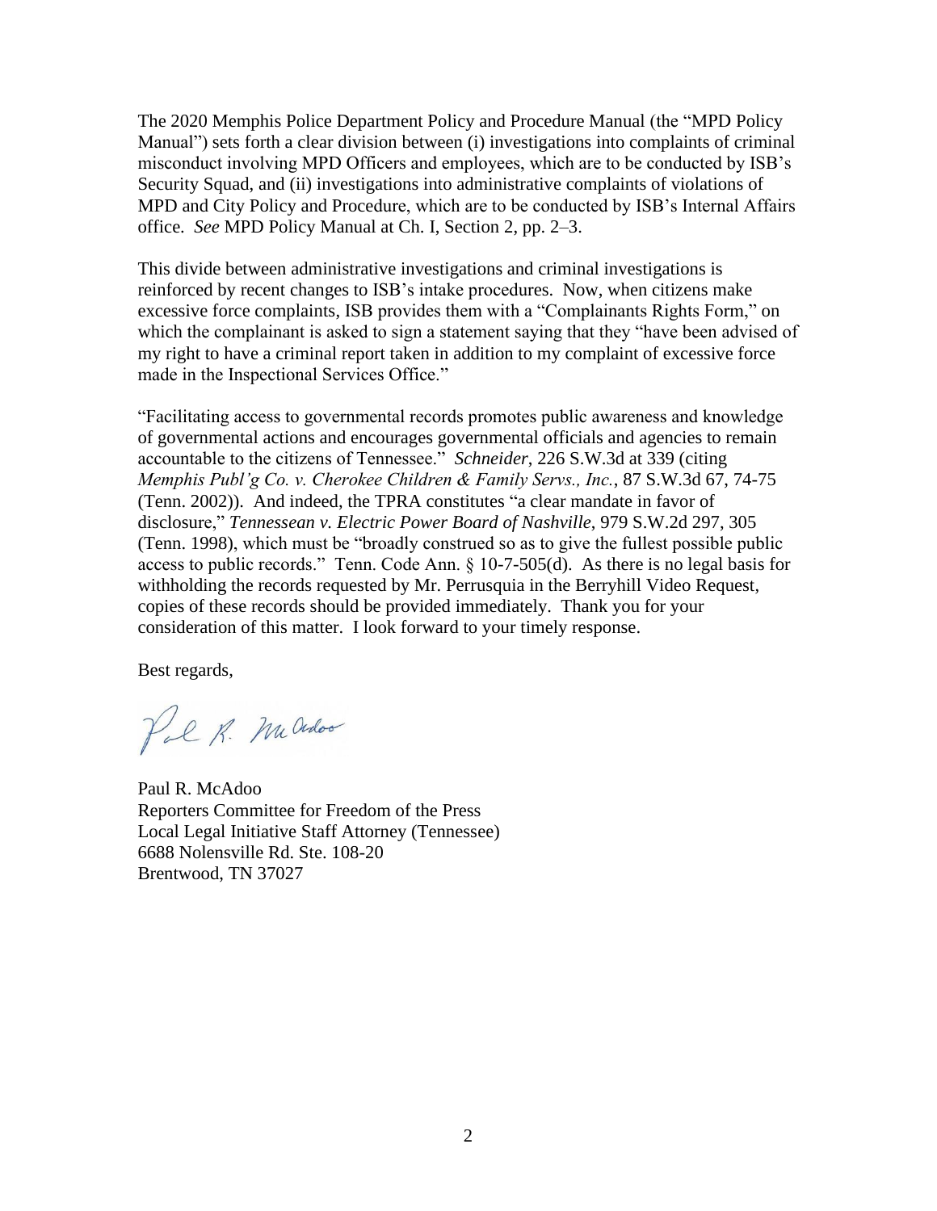The 2020 Memphis Police Department Policy and Procedure Manual (the "MPD Policy Manual") sets forth a clear division between (i) investigations into complaints of criminal misconduct involving MPD Officers and employees, which are to be conducted by ISB's Security Squad, and (ii) investigations into administrative complaints of violations of MPD and City Policy and Procedure, which are to be conducted by ISB's Internal Affairs office. *See* MPD Policy Manual at Ch. I, Section 2, pp. 2–3.

This divide between administrative investigations and criminal investigations is reinforced by recent changes to ISB's intake procedures. Now, when citizens make excessive force complaints, ISB provides them with a "Complainants Rights Form," on which the complainant is asked to sign a statement saying that they "have been advised of my right to have a criminal report taken in addition to my complaint of excessive force made in the Inspectional Services Office."

"Facilitating access to governmental records promotes public awareness and knowledge of governmental actions and encourages governmental officials and agencies to remain accountable to the citizens of Tennessee." *Schneider*, 226 S.W.3d at 339 (citing *Memphis Publ'g Co. v. Cherokee Children & Family Servs., Inc.*, 87 S.W.3d 67, 74-75 (Tenn. 2002)). And indeed, the TPRA constitutes "a clear mandate in favor of disclosure," *Tennessean v. Electric Power Board of Nashville*, 979 S.W.2d 297, 305 (Tenn. 1998), which must be "broadly construed so as to give the fullest possible public access to public records." Tenn. Code Ann. § 10-7-505(d). As there is no legal basis for withholding the records requested by Mr. Perrusquia in the Berryhill Video Request, copies of these records should be provided immediately. Thank you for your consideration of this matter. I look forward to your timely response.

Best regards,

Paul R. McAdoo
Reporters Committee for Freedom of the Press
Local Legal Initiative Staff Attorney (Tennessee)
6688 Nolensville Rd. Ste. 108-20
Brentwood, TN 37027